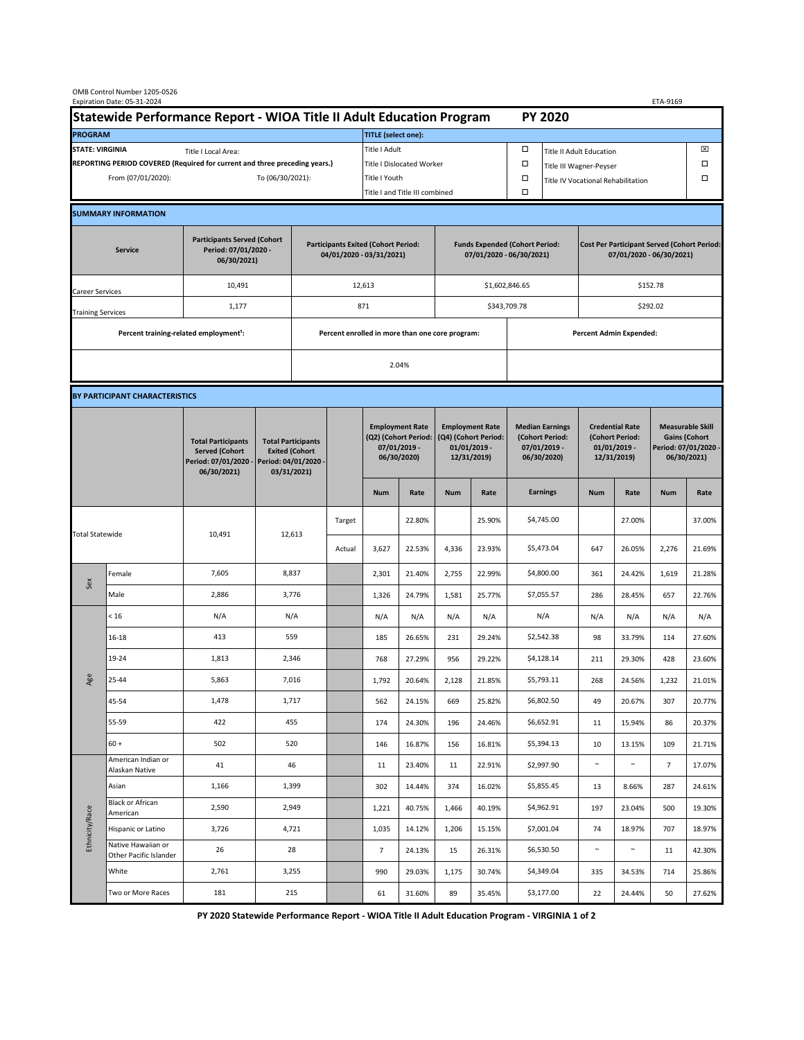OMB Control Number 1205-0526
Expiration Date: 05-31-2024

ETA-9169

# Statewide Performance Report - WIOA Title II Adult Education Program PY 2020

| PROGRAM | | TITLE (select one): | | | |
|---|---|---|---|---|---|
| STATE: VIRGINIA | Title I Local Area: | Title I Adult | ☐ | Title II Adult Education | ☒ |
| REPORTING PERIOD COVERED (Required for current and three preceding years.) | | Title I Dislocated Worker | ☐ | Title III Wagner-Peyser | ☐ |
| From (07/01/2020): | To (06/30/2021): | Title I Youth | ☐ | Title IV Vocational Rehabilitation | ☐ |
| | | Title I and Title III combined | ☐ | | |

## SUMMARY INFORMATION

| Service | Participants Served (Cohort Period: 07/01/2020 - 06/30/2021) | Participants Exited (Cohort Period: 04/01/2020 - 03/31/2021) | Funds Expended (Cohort Period: 07/01/2020 - 06/30/2021) | Cost Per Participant Served (Cohort Period: 07/01/2020 - 06/30/2021) |
|---|---|---|---|---|
| Career Services | 10,491 | 12,613 | $1,602,846.65 | $152.78 |
| Training Services | 1,177 | 871 | $343,709.78 | $292.02 |

| Percent training-related employment[1]: | Percent enrolled in more than one core program: | Percent Admin Expended: |
|---|---|---|
| | 2.04% | |

## BY PARTICIPANT CHARACTERISTICS

| | | Total Participants Served (Cohort Period: 07/01/2020 - 06/30/2021) | Total Participants Exited (Cohort Period: 04/01/2020 - 03/31/2021) | | Employment Rate (Q2) (Cohort Period: 07/01/2019 - 06/30/2020) | | Employment Rate (Q4) (Cohort Period: 01/01/2019 - 12/31/2019) | | Median Earnings (Cohort Period: 07/01/2019 - 06/30/2020) | Credential Rate (Cohort Period: 01/01/2019 - 12/31/2019) | | Measurable Skill Gains (Cohort Period: 07/01/2020 - 06/30/2021) | |
|---|---|---|---|---|---|---|---|---|---|---|---|---|---|
| | | | | | Num | Rate | Num | Rate | Earnings | Num | Rate | Num | Rate |
| Total Statewide | | 10,491 | 12,613 | Target | | 22.80% | | 25.90% | $4,745.00 | | 27.00% | | 37.00% |
| | | | | Actual | 3,627 | 22.53% | 4,336 | 23.93% | $5,473.04 | 647 | 26.05% | 2,276 | 21.69% |
| Sex | Female | 7,605 | 8,837 | | 2,301 | 21.40% | 2,755 | 22.99% | $4,800.00 | 361 | 24.42% | 1,619 | 21.28% |
| | Male | 2,886 | 3,776 | | 1,326 | 24.79% | 1,581 | 25.77% | $7,055.57 | 286 | 28.45% | 657 | 22.76% |
| Age | < 16 | N/A | N/A | | N/A | N/A | N/A | N/A | N/A | N/A | N/A | N/A | N/A |
| | 16-18 | 413 | 559 | | 185 | 26.65% | 231 | 29.24% | $2,542.38 | 98 | 33.79% | 114 | 27.60% |
| | 19-24 | 1,813 | 2,346 | | 768 | 27.29% | 956 | 29.22% | $4,128.14 | 211 | 29.30% | 428 | 23.60% |
| | 25-44 | 5,863 | 7,016 | | 1,792 | 20.64% | 2,128 | 21.85% | $5,793.11 | 268 | 24.56% | 1,232 | 21.01% |
| | 45-54 | 1,478 | 1,717 | | 562 | 24.15% | 669 | 25.82% | $6,802.50 | 49 | 20.67% | 307 | 20.77% |
| | 55-59 | 422 | 455 | | 174 | 24.30% | 196 | 24.46% | $6,652.91 | 11 | 15.94% | 86 | 20.37% |
| | 60 + | 502 | 520 | | 146 | 16.87% | 156 | 16.81% | $5,394.13 | 10 | 13.15% | 109 | 21.71% |
| Ethnicity/Race | American Indian or Alaskan Native | 41 | 46 | | 11 | 23.40% | 11 | 22.91% | $2,997.90 | ~ | ~ | 7 | 17.07% |
| | Asian | 1,166 | 1,399 | | 302 | 14.44% | 374 | 16.02% | $5,855.45 | 13 | 8.66% | 287 | 24.61% |
| | Black or African American | 2,590 | 2,949 | | 1,221 | 40.75% | 1,466 | 40.19% | $4,962.91 | 197 | 23.04% | 500 | 19.30% |
| | Hispanic or Latino | 3,726 | 4,721 | | 1,035 | 14.12% | 1,206 | 15.15% | $7,001.04 | 74 | 18.97% | 707 | 18.97% |
| | Native Hawaiian or Other Pacific Islander | 26 | 28 | | 7 | 24.13% | 15 | 26.31% | $6,530.50 | ~ | ~ | 11 | 42.30% |
| | White | 2,761 | 3,255 | | 990 | 29.03% | 1,175 | 30.74% | $4,349.04 | 335 | 34.53% | 714 | 25.86% |
| | Two or More Races | 181 | 215 | | 61 | 31.60% | 89 | 35.45% | $3,177.00 | 22 | 24.44% | 50 | 27.62% |

PY 2020 Statewide Performance Report - WIOA Title II Adult Education Program - VIRGINIA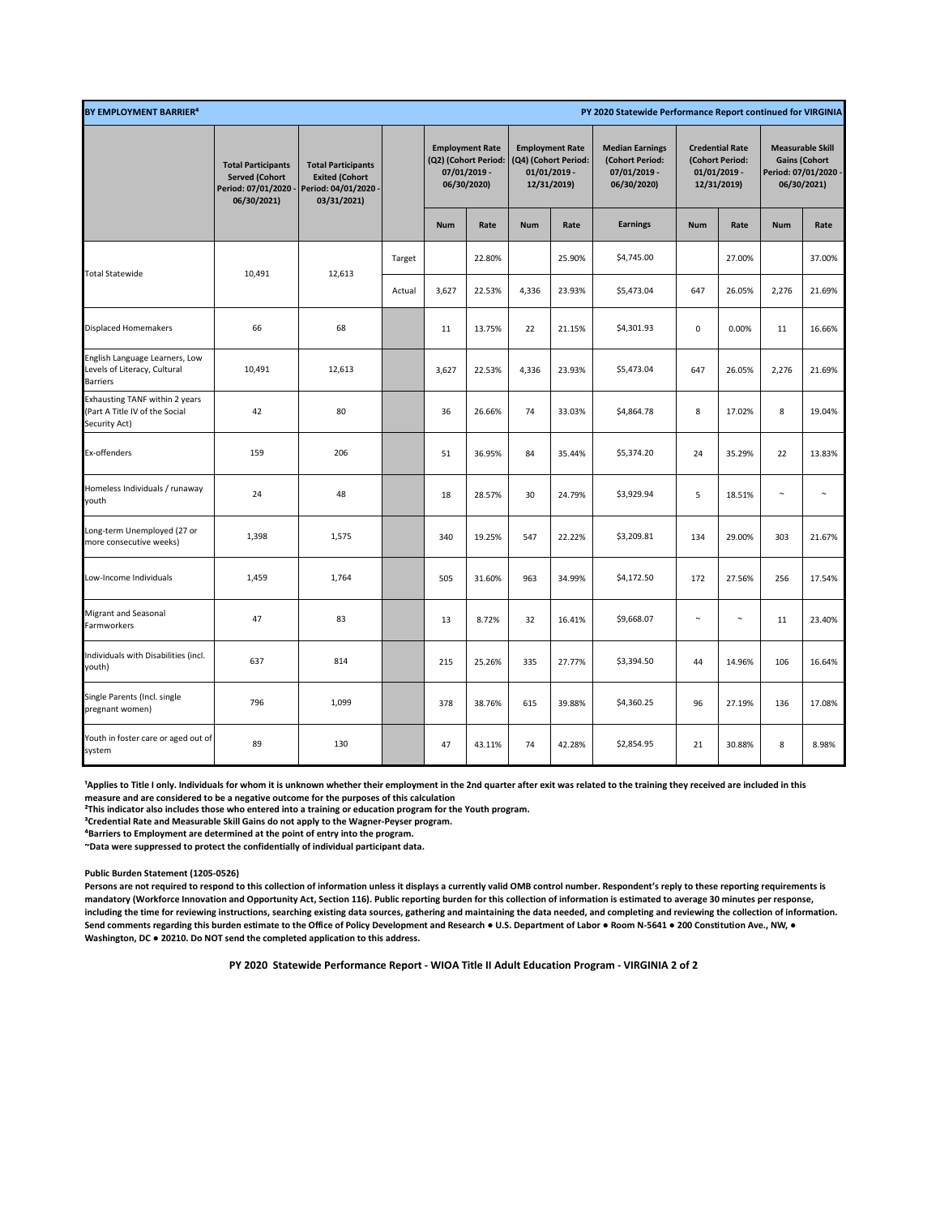| BY EMPLOYMENT BARRIER[4] | PY 2020 Statewide Performance Report continued for VIRGINIA | | | | | | | | | | | | |
|---|---|---|---|---|---|---|---|---|---|---|---|---|---|
| | Total Participants Served (Cohort Period: 07/01/2020 - 06/30/2021) | Total Participants Exited (Cohort Period: 04/01/2020 - 03/31/2021) | | Employment Rate (Q2) (Cohort Period: 07/01/2019 - 06/30/2020) | | Employment Rate (Q4) (Cohort Period: 01/01/2019 - 12/31/2019) | | Median Earnings (Cohort Period: 07/01/2019 - 06/30/2020) | Credential Rate (Cohort Period: 01/01/2019 - 12/31/2019) | | Measurable Skill Gains (Cohort Period: 07/01/2020 - 06/30/2021) | |
| | | | | Num | Rate | Num | Rate | Earnings | Num | Rate | Num | Rate |
| Total Statewide | 10,491 | 12,613 | Target | | 22.80% | | 25.90% | $4,745.00 | | 27.00% | | 37.00% |
| | | | Actual | 3,627 | 22.53% | 4,336 | 23.93% | $5,473.04 | 647 | 26.05% | 2,276 | 21.69% |
| Displaced Homemakers | 66 | 68 | | 11 | 13.75% | 22 | 21.15% | $4,301.93 | 0 | 0.00% | 11 | 16.66% |
| English Language Learners, Low Levels of Literacy, Cultural Barriers | 10,491 | 12,613 | | 3,627 | 22.53% | 4,336 | 23.93% | $5,473.04 | 647 | 26.05% | 2,276 | 21.69% |
| Exhausting TANF within 2 years (Part A Title IV of the Social Security Act) | 42 | 80 | | 36 | 26.66% | 74 | 33.03% | $4,864.78 | 8 | 17.02% | 8 | 19.04% |
| Ex-offenders | 159 | 206 | | 51 | 36.95% | 84 | 35.44% | $5,374.20 | 24 | 35.29% | 22 | 13.83% |
| Homeless Individuals / runaway youth | 24 | 48 | | 18 | 28.57% | 30 | 24.79% | $3,929.94 | 5 | 18.51% | ~ | ~ |
| Long-term Unemployed (27 or more consecutive weeks) | 1,398 | 1,575 | | 340 | 19.25% | 547 | 22.22% | $3,209.81 | 134 | 29.00% | 303 | 21.67% |
| Low-Income Individuals | 1,459 | 1,764 | | 505 | 31.60% | 963 | 34.99% | $4,172.50 | 172 | 27.56% | 256 | 17.54% |
| Migrant and Seasonal Farmworkers | 47 | 83 | | 13 | 8.72% | 32 | 16.41% | $9,668.07 | ~ | ~ | 11 | 23.40% |
| Individuals with Disabilities (incl. youth) | 637 | 814 | | 215 | 25.26% | 335 | 27.77% | $3,394.50 | 44 | 14.96% | 106 | 16.64% |
| Single Parents (Incl. single pregnant women) | 796 | 1,099 | | 378 | 38.76% | 615 | 39.88% | $4,360.25 | 96 | 27.19% | 136 | 17.08% |
| Youth in foster care or aged out of system | 89 | 130 | | 47 | 43.11% | 74 | 42.28% | $2,854.95 | 21 | 30.88% | 8 | 8.98% |

**[1]Applies to Title I only. Individuals for whom it is unknown whether their employment in the 2nd quarter after exit was related to the training they received are included in this measure and are considered to be a negative outcome for the purposes of this calculation**

**[2]This indicator also includes those who entered into a training or education program for the Youth program.**

**[3]Credential Rate and Measurable Skill Gains do not apply to the Wagner-Peyser program.**

**[4]Barriers to Employment are determined at the point of entry into the program.**

**~Data were suppressed to protect the confidentially of individual participant data.**

**Public Burden Statement (1205-0526)**

**Persons are not required to respond to this collection of information unless it displays a currently valid OMB control number. Respondent's reply to these reporting requirements is mandatory (Workforce Innovation and Opportunity Act, Section 116). Public reporting burden for this collection of information is estimated to average 30 minutes per response, including the time for reviewing instructions, searching existing data sources, gathering and maintaining the data needed, and completing and reviewing the collection of information. Send comments regarding this burden estimate to the Office of Policy Development and Research ● U.S. Department of Labor ● Room N-5641 ● 200 Constitution Ave., NW, ● Washington, DC ● 20210. Do NOT send the completed application to this address.**

**PY 2020 Statewide Performance Report - WIOA Title II Adult Education Program - VIRGINIA 2 of 2**